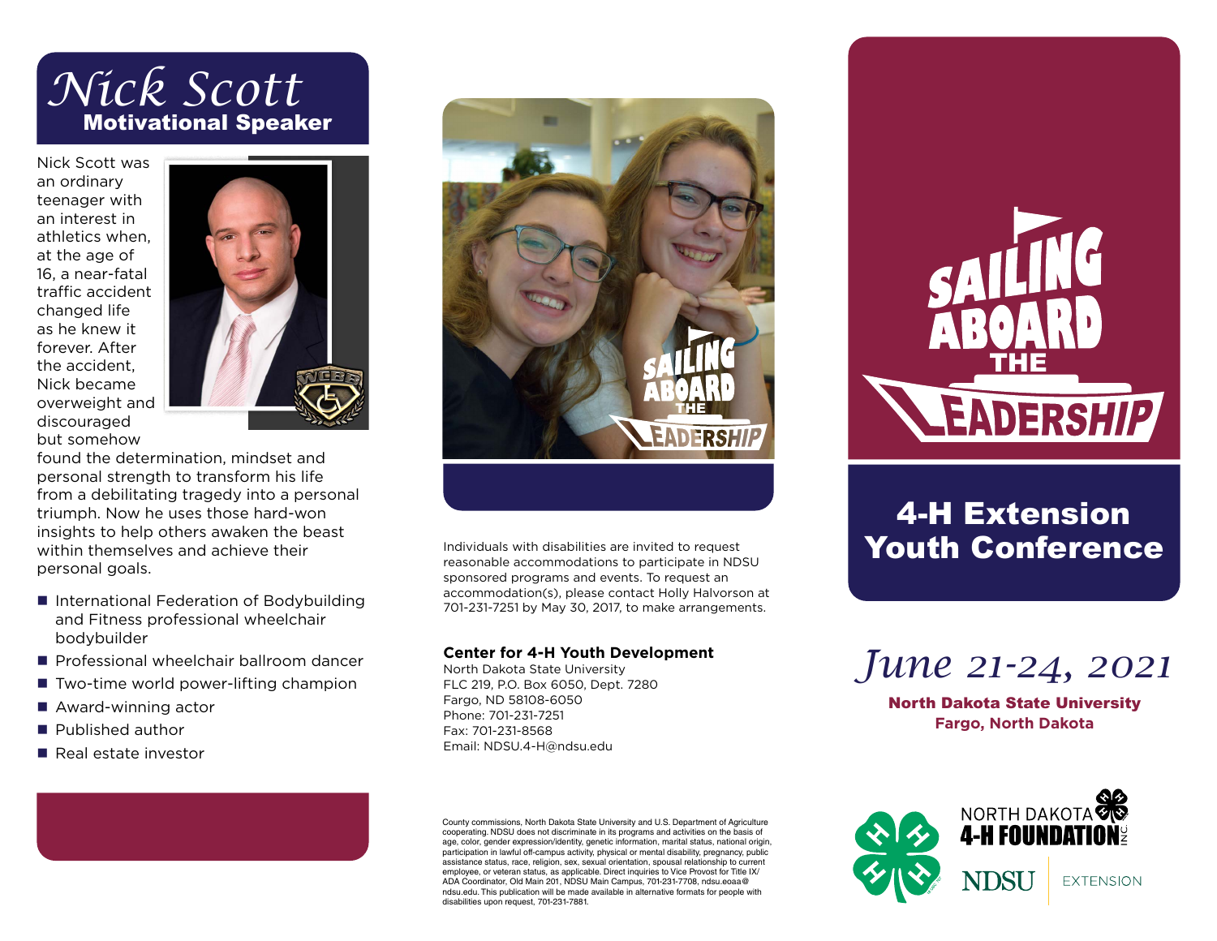# Nick Scott

## Motivational Speaker

Nick Scott was an ordinary teenager with an interest in athletics when, at the age of 16, a near-fatal traffic accident changed life as he knew it forever. After the accident, Nick became overweight and discouraged but somehow found the determination, mindset and personal strength to transform his life from a debilitating tragedy into a personal triumph. Now he uses those hard-won insights to help others awaken the beast within themselves and achieve their personal goals.

- International Federation of Bodybuilding and Fitness professional wheelchair bodybuilder
- Professional wheelchair ballroom dancer
- Two-time world power-lifting champion
- Award-winning actor
- Published author
- Real estate investor

Individuals with disabilities are invited to request reasonable accommodations to participate in NDSU sponsored programs and events. To request an accommodation(s), please contact Holly Halvorson at 701-231-7251 by May 30, 2017, to make arrangements.

**Center for 4-H Youth Development**
North Dakota State University
FLC 219, P.O. Box 6050, Dept. 7280
Fargo, ND 58108-6050
Phone: 701-231-7251
Fax: 701-231-8568
Email: NDSU.4-H@ndsu.edu

County commissions, North Dakota State University and U.S. Department of Agriculture cooperating. NDSU does not discriminate in its programs and activities on the basis of age, color, gender expression/identity, genetic information, marital status, national origin, participation in lawful off-campus activity, physical or mental disability, pregnancy, public assistance status, race, religion, sex, sexual orientation, spousal relationship to current employee, or veteran status, as applicable. Direct inquiries to Vice Provost for Title IX/ADA Coordinator, Old Main 201, NDSU Main Campus, 701-231-7708, ndsu.eoaa@ndsu.edu. This publication will be made available in alternative formats for people with disabilities upon request, 701-231-7881.

# Sailing Aboard the Leadership

## 4-H Extension Youth Conference

*June 21-24, 2021*

**North Dakota State University**
**Fargo, North Dakota**

North Dakota 4-H Foundation Inc.

NDSU Extension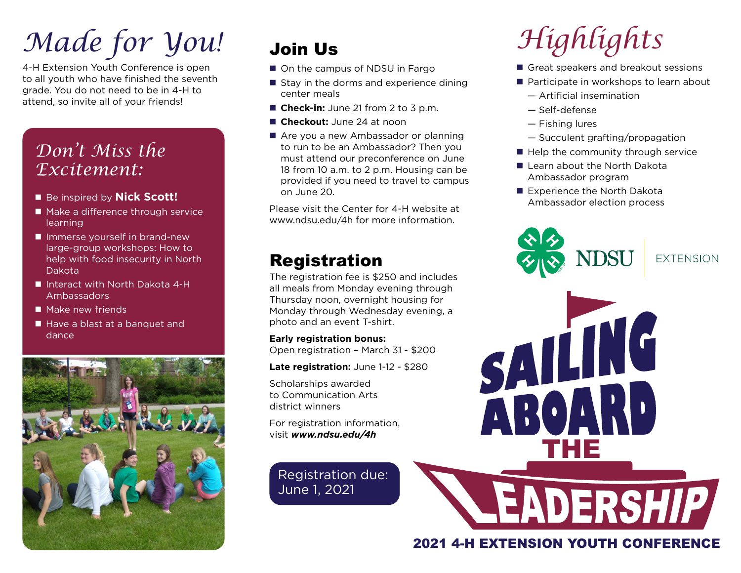# Made for You!

4-H Extension Youth Conference is open to all youth who have finished the seventh grade. You do not need to be in 4-H to attend, so invite all of your friends!

## Don't Miss the Excitement:

- Be inspired by **Nick Scott!**
- Make a difference through service learning
- Immerse yourself in brand-new large-group workshops: How to help with food insecurity in North Dakota
- Interact with North Dakota 4-H Ambassadors
- Make new friends
- Have a blast at a banquet and dance

## Join Us

- On the campus of NDSU in Fargo
- Stay in the dorms and experience dining center meals
- **Check-in:** June 21 from 2 to 3 p.m.
- **Checkout:** June 24 at noon
- Are you a new Ambassador or planning to run to be an Ambassador? Then you must attend our preconference on June 18 from 10 a.m. to 2 p.m. Housing can be provided if you need to travel to campus on June 20.

Please visit the Center for 4-H website at www.ndsu.edu/4h for more information.

## Registration

The registration fee is $250 and includes all meals from Monday evening through Thursday noon, overnight housing for Monday through Wednesday evening, a photo and an event T-shirt.

**Early registration bonus:**
Open registration – March 31 - $200

**Late registration:** June 1-12 - $280

Scholarships awarded to Communication Arts district winners

For registration information, visit ***www.ndsu.edu/4h***

Registration due: June 1, 2021

# Highlights

- Great speakers and breakout sessions
- Participate in workshops to learn about
  - — Artificial insemination
  - — Self-defense
  - — Fishing lures
  - — Succulent grafting/propagation
- Help the community through service
- Learn about the North Dakota Ambassador program
- Experience the North Dakota Ambassador election process

NDSU EXTENSION

SAILING ABOARD THE LEADERSHIP

**2021 4-H EXTENSION YOUTH CONFERENCE**